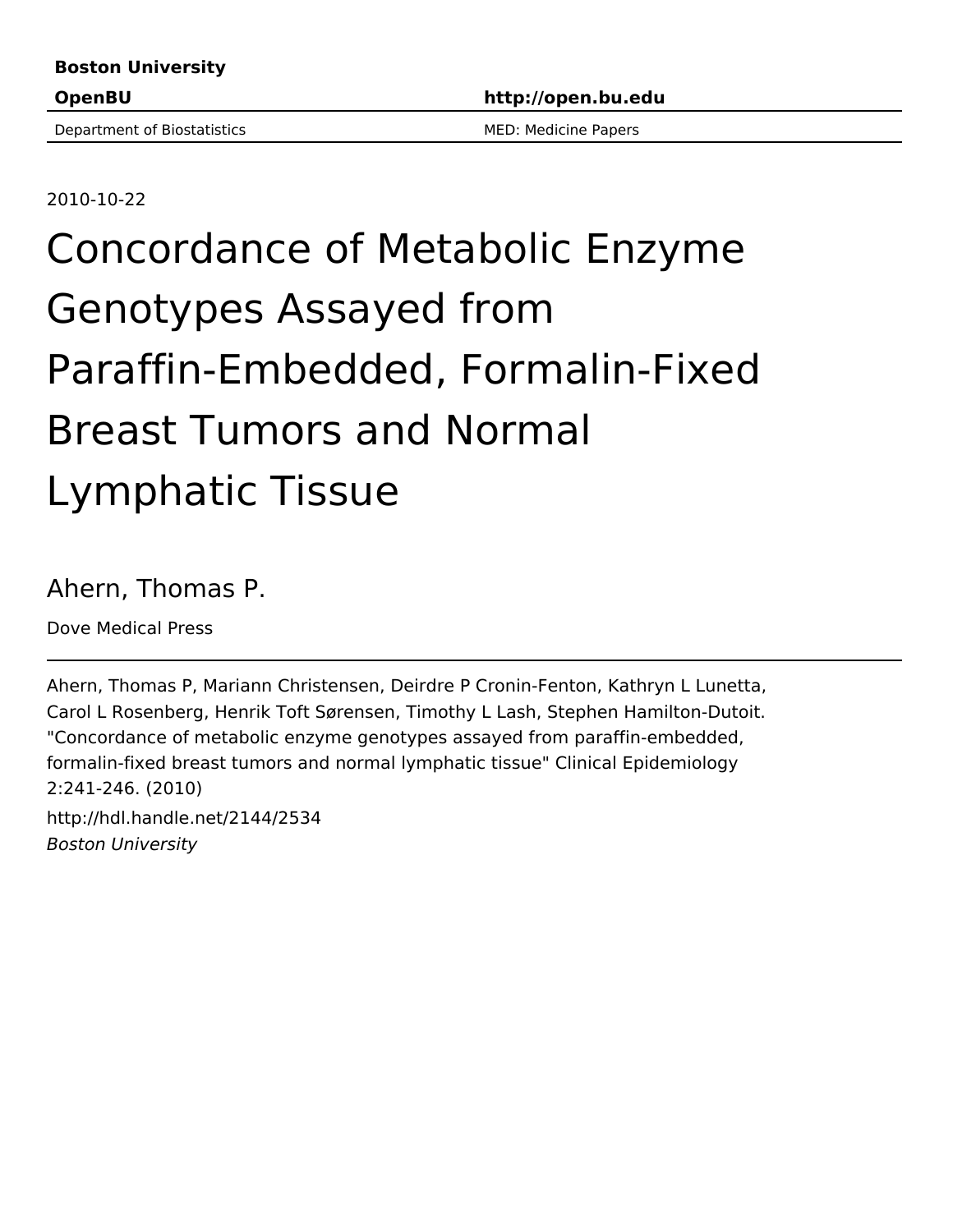**Boston University**

**OpenBU** | **http://open.bu.edu**

Department of Biostatistics | MED: Medicine Papers

2010-10-22

# Concordance of Metabolic Enzyme Genotypes Assayed from Paraffin-Embedded, Formalin-Fixed Breast Tumors and Normal Lymphatic Tissue

Ahern, Thomas P.

Dove Medical Press

Ahern, Thomas P, Mariann Christensen, Deirdre P Cronin-Fenton, Kathryn L Lunetta, Carol L Rosenberg, Henrik Toft Sørensen, Timothy L Lash, Stephen Hamilton-Dutoit. "Concordance of metabolic enzyme genotypes assayed from paraffin-embedded, formalin-fixed breast tumors and normal lymphatic tissue" Clinical Epidemiology 2:241-246. (2010)

http://hdl.handle.net/2144/2534

*Boston University*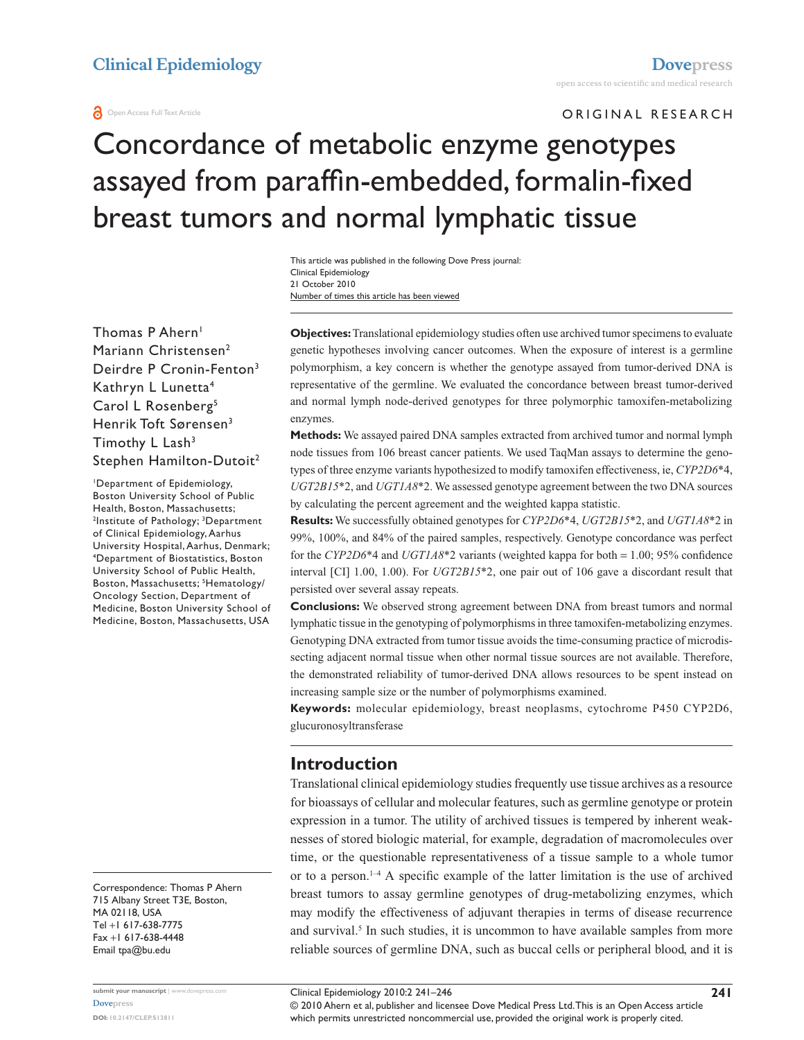# Concordance of metabolic enzyme genotypes assayed from paraffin-embedded, formalin-fixed breast tumors and normal lymphatic tissue

This article was published in the following Dove Press journal:
Clinical Epidemiology
21 October 2010
Number of times this article has been viewed

Thomas P Ahern[1]
Mariann Christensen[2]
Deirdre P Cronin-Fenton[3]
Kathryn L Lunetta[4]
Carol L Rosenberg[5]
Henrik Toft Sørensen[3]
Timothy L Lash[3]
Stephen Hamilton-Dutoit[2]

[1]Department of Epidemiology, Boston University School of Public Health, Boston, Massachusetts; [2]Institute of Pathology; [3]Department of Clinical Epidemiology, Aarhus University Hospital, Aarhus, Denmark; [4]Department of Biostatistics, Boston University School of Public Health, Boston, Massachusetts; [5]Hematology/Oncology Section, Department of Medicine, Boston University School of Medicine, Boston, Massachusetts, USA

Correspondence: Thomas P Ahern
715 Albany Street T3E, Boston, MA 02118, USA
Tel +1 617-638-7775
Fax +1 617-638-4448
Email tpa@bu.edu

**Objectives:** Translational epidemiology studies often use archived tumor specimens to evaluate genetic hypotheses involving cancer outcomes. When the exposure of interest is a germline polymorphism, a key concern is whether the genotype assayed from tumor-derived DNA is representative of the germline. We evaluated the concordance between breast tumor-derived and normal lymph node-derived genotypes for three polymorphic tamoxifen-metabolizing enzymes.

**Methods:** We assayed paired DNA samples extracted from archived tumor and normal lymph node tissues from 106 breast cancer patients. We used TaqMan assays to determine the genotypes of three enzyme variants hypothesized to modify tamoxifen effectiveness, ie, *CYP2D6*\*4, *UGT2B15*\*2, and *UGT1A8*\*2. We assessed genotype agreement between the two DNA sources by calculating the percent agreement and the weighted kappa statistic.

**Results:** We successfully obtained genotypes for *CYP2D6*\*4, *UGT2B15*\*2, and *UGT1A8*\*2 in 99%, 100%, and 84% of the paired samples, respectively. Genotype concordance was perfect for the *CYP2D6*\*4 and *UGT1A8*\*2 variants (weighted kappa for both = 1.00; 95% confidence interval [CI] 1.00, 1.00). For *UGT2B15*\*2, one pair out of 106 gave a discordant result that persisted over several assay repeats.

**Conclusions:** We observed strong agreement between DNA from breast tumors and normal lymphatic tissue in the genotyping of polymorphisms in three tamoxifen-metabolizing enzymes. Genotyping DNA extracted from tumor tissue avoids the time-consuming practice of microdissecting adjacent normal tissue when other normal tissue sources are not available. Therefore, the demonstrated reliability of tumor-derived DNA allows resources to be spent instead on increasing sample size or the number of polymorphisms examined.

**Keywords:** molecular epidemiology, breast neoplasms, cytochrome P450 CYP2D6, glucuronosyltransferase

## Introduction

Translational clinical epidemiology studies frequently use tissue archives as a resource for bioassays of cellular and molecular features, such as germline genotype or protein expression in a tumor. The utility of archived tissues is tempered by inherent weaknesses of stored biologic material, for example, degradation of macromolecules over time, or the questionable representativeness of a tissue sample to a whole tumor or to a person.[1–4] A specific example of the latter limitation is the use of archived breast tumors to assay germline genotypes of drug-metabolizing enzymes, which may modify the effectiveness of adjuvant therapies in terms of disease recurrence and survival.[5] In such studies, it is uncommon to have available samples from more reliable sources of germline DNA, such as buccal cells or peripheral blood, and it is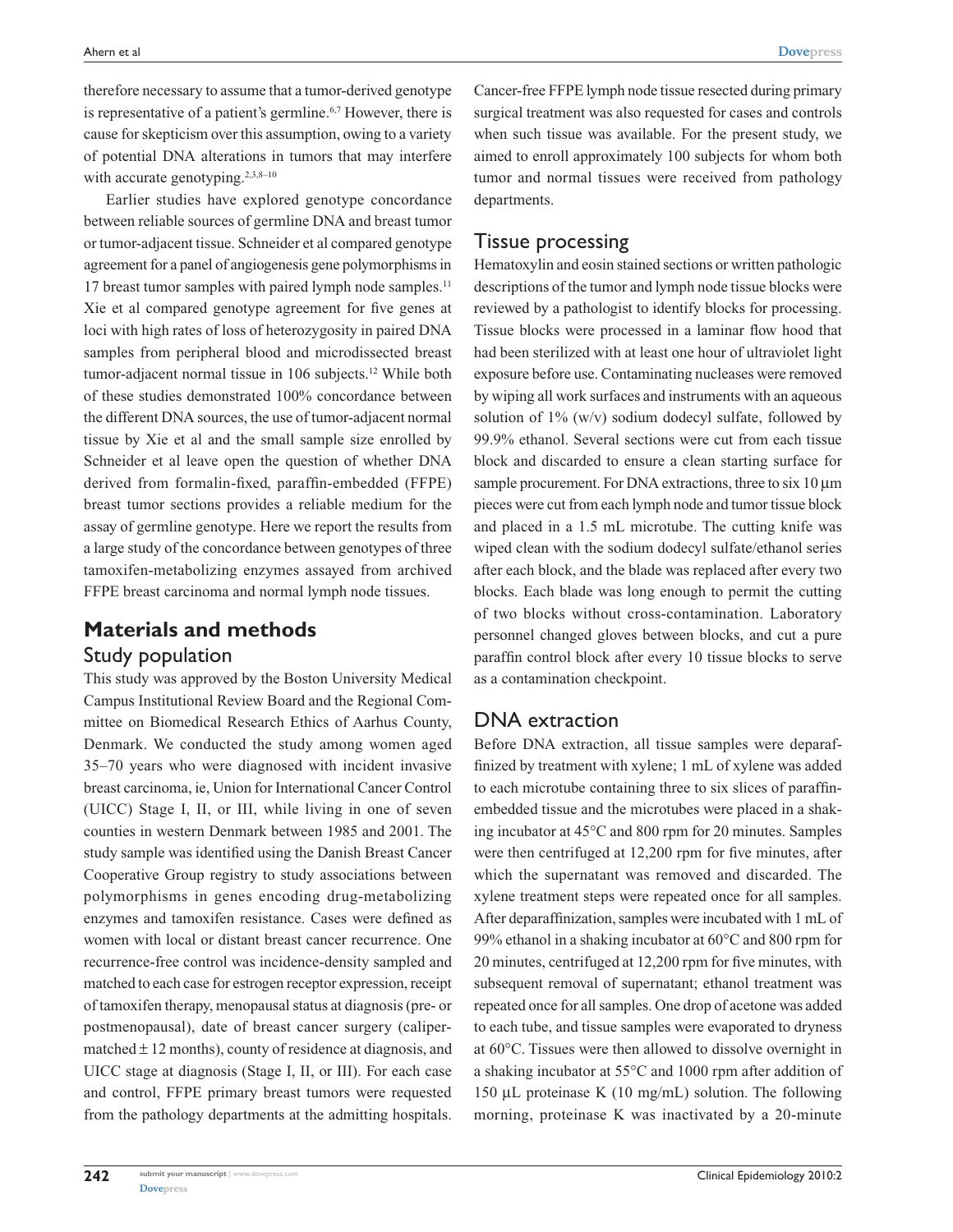therefore necessary to assume that a tumor-derived genotype is representative of a patient's germline.[6,7] However, there is cause for skepticism over this assumption, owing to a variety of potential DNA alterations in tumors that may interfere with accurate genotyping.[2,3,8–10]

Earlier studies have explored genotype concordance between reliable sources of germline DNA and breast tumor or tumor-adjacent tissue. Schneider et al compared genotype agreement for a panel of angiogenesis gene polymorphisms in 17 breast tumor samples with paired lymph node samples.[11] Xie et al compared genotype agreement for five genes at loci with high rates of loss of heterozygosity in paired DNA samples from peripheral blood and microdissected breast tumor-adjacent normal tissue in 106 subjects.[12] While both of these studies demonstrated 100% concordance between the different DNA sources, the use of tumor-adjacent normal tissue by Xie et al and the small sample size enrolled by Schneider et al leave open the question of whether DNA derived from formalin-fixed, paraffin-embedded (FFPE) breast tumor sections provides a reliable medium for the assay of germline genotype. Here we report the results from a large study of the concordance between genotypes of three tamoxifen-metabolizing enzymes assayed from archived FFPE breast carcinoma and normal lymph node tissues.

## Materials and methods

### Study population

This study was approved by the Boston University Medical Campus Institutional Review Board and the Regional Committee on Biomedical Research Ethics of Aarhus County, Denmark. We conducted the study among women aged 35–70 years who were diagnosed with incident invasive breast carcinoma, ie, Union for International Cancer Control (UICC) Stage I, II, or III, while living in one of seven counties in western Denmark between 1985 and 2001. The study sample was identified using the Danish Breast Cancer Cooperative Group registry to study associations between polymorphisms in genes encoding drug-metabolizing enzymes and tamoxifen resistance. Cases were defined as women with local or distant breast cancer recurrence. One recurrence-free control was incidence-density sampled and matched to each case for estrogen receptor expression, receipt of tamoxifen therapy, menopausal status at diagnosis (pre- or postmenopausal), date of breast cancer surgery (caliper-matched ± 12 months), county of residence at diagnosis, and UICC stage at diagnosis (Stage I, II, or III). For each case and control, FFPE primary breast tumors were requested from the pathology departments at the admitting hospitals. Cancer-free FFPE lymph node tissue resected during primary surgical treatment was also requested for cases and controls when such tissue was available. For the present study, we aimed to enroll approximately 100 subjects for whom both tumor and normal tissues were received from pathology departments.

### Tissue processing

Hematoxylin and eosin stained sections or written pathologic descriptions of the tumor and lymph node tissue blocks were reviewed by a pathologist to identify blocks for processing. Tissue blocks were processed in a laminar flow hood that had been sterilized with at least one hour of ultraviolet light exposure before use. Contaminating nucleases were removed by wiping all work surfaces and instruments with an aqueous solution of 1% (w/v) sodium dodecyl sulfate, followed by 99.9% ethanol. Several sections were cut from each tissue block and discarded to ensure a clean starting surface for sample procurement. For DNA extractions, three to six 10 μm pieces were cut from each lymph node and tumor tissue block and placed in a 1.5 mL microtube. The cutting knife was wiped clean with the sodium dodecyl sulfate/ethanol series after each block, and the blade was replaced after every two blocks. Each blade was long enough to permit the cutting of two blocks without cross-contamination. Laboratory personnel changed gloves between blocks, and cut a pure paraffin control block after every 10 tissue blocks to serve as a contamination checkpoint.

### DNA extraction

Before DNA extraction, all tissue samples were deparaffinized by treatment with xylene; 1 mL of xylene was added to each microtube containing three to six slices of paraffin-embedded tissue and the microtubes were placed in a shaking incubator at 45°C and 800 rpm for 20 minutes. Samples were then centrifuged at 12,200 rpm for five minutes, after which the supernatant was removed and discarded. The xylene treatment steps were repeated once for all samples. After deparaffinization, samples were incubated with 1 mL of 99% ethanol in a shaking incubator at 60°C and 800 rpm for 20 minutes, centrifuged at 12,200 rpm for five minutes, with subsequent removal of supernatant; ethanol treatment was repeated once for all samples. One drop of acetone was added to each tube, and tissue samples were evaporated to dryness at 60°C. Tissues were then allowed to dissolve overnight in a shaking incubator at 55°C and 1000 rpm after addition of 150 μL proteinase K (10 mg/mL) solution. The following morning, proteinase K was inactivated by a 20-minute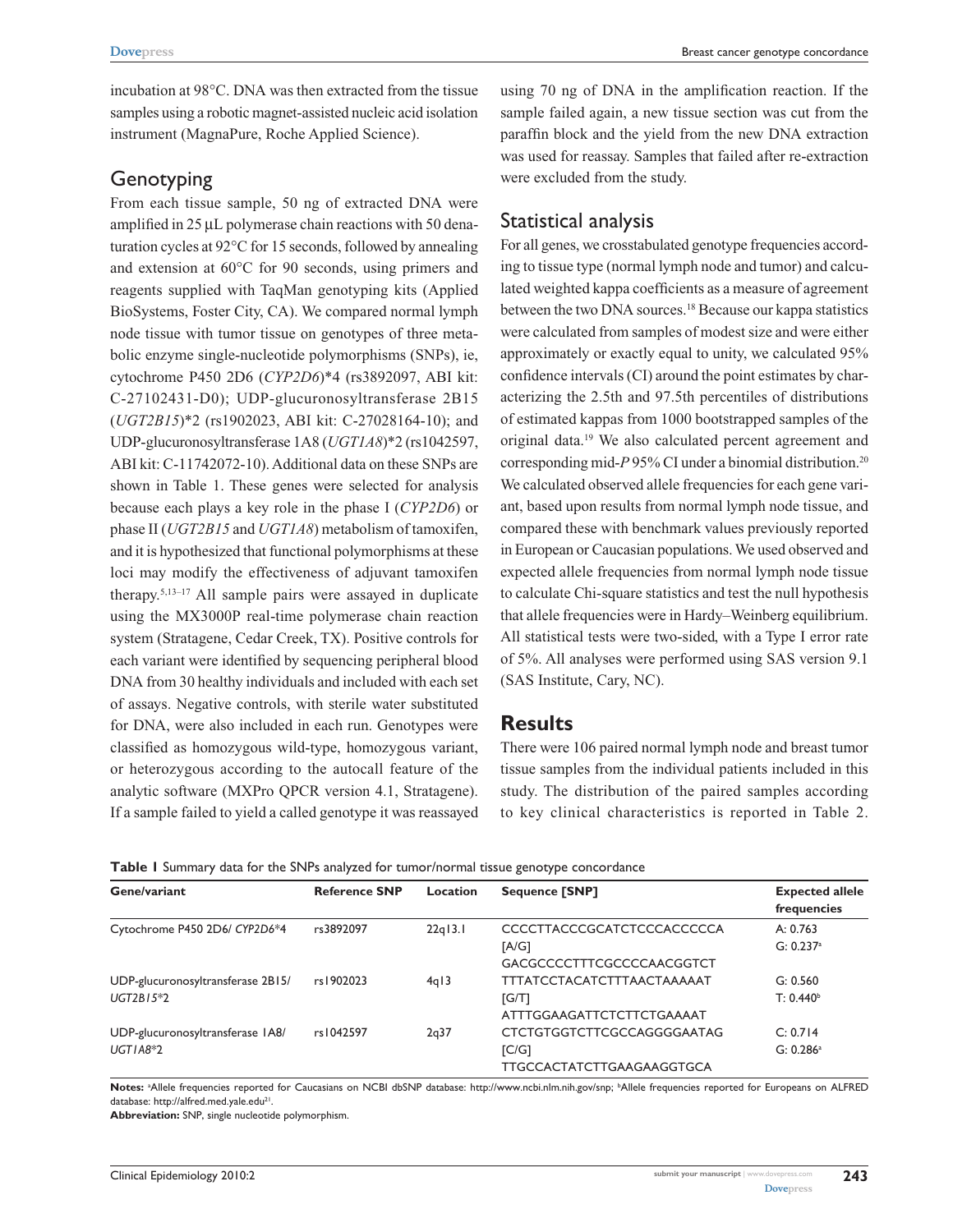incubation at 98°C. DNA was then extracted from the tissue samples using a robotic magnet-assisted nucleic acid isolation instrument (MagnaPure, Roche Applied Science).

## Genotyping

From each tissue sample, 50 ng of extracted DNA were amplified in 25 μL polymerase chain reactions with 50 denaturation cycles at 92°C for 15 seconds, followed by annealing and extension at 60°C for 90 seconds, using primers and reagents supplied with TaqMan genotyping kits (Applied BioSystems, Foster City, CA). We compared normal lymph node tissue with tumor tissue on genotypes of three metabolic enzyme single-nucleotide polymorphisms (SNPs), ie, cytochrome P450 2D6 (*CYP2D6*)*4 (rs3892097, ABI kit: C-27102431-D0); UDP-glucuronosyltransferase 2B15 (*UGT2B15*)*2 (rs1902023, ABI kit: C-27028164-10); and UDP-glucuronosyltransferase 1A8 (*UGT1A8*)*2 (rs1042597, ABI kit: C-11742072-10). Additional data on these SNPs are shown in Table 1. These genes were selected for analysis because each plays a key role in the phase I (*CYP2D6*) or phase II (*UGT2B15* and *UGT1A8*) metabolism of tamoxifen, and it is hypothesized that functional polymorphisms at these loci may modify the effectiveness of adjuvant tamoxifen therapy.[5,13–17] All sample pairs were assayed in duplicate using the MX3000P real-time polymerase chain reaction system (Stratagene, Cedar Creek, TX). Positive controls for each variant were identified by sequencing peripheral blood DNA from 30 healthy individuals and included with each set of assays. Negative controls, with sterile water substituted for DNA, were also included in each run. Genotypes were classified as homozygous wild-type, homozygous variant, or heterozygous according to the autocall feature of the analytic software (MXPro QPCR version 4.1, Stratagene). If a sample failed to yield a called genotype it was reassayed using 70 ng of DNA in the amplification reaction. If the sample failed again, a new tissue section was cut from the paraffin block and the yield from the new DNA extraction was used for reassay. Samples that failed after re-extraction were excluded from the study.

## Statistical analysis

For all genes, we crosstabulated genotype frequencies according to tissue type (normal lymph node and tumor) and calculated weighted kappa coefficients as a measure of agreement between the two DNA sources.[18] Because our kappa statistics were calculated from samples of modest size and were either approximately or exactly equal to unity, we calculated 95% confidence intervals (CI) around the point estimates by characterizing the 2.5th and 97.5th percentiles of distributions of estimated kappas from 1000 bootstrapped samples of the original data.[19] We also calculated percent agreement and corresponding mid-*P* 95% CI under a binomial distribution.[20] We calculated observed allele frequencies for each gene variant, based upon results from normal lymph node tissue, and compared these with benchmark values previously reported in European or Caucasian populations. We used observed and expected allele frequencies from normal lymph node tissue to calculate Chi-square statistics and test the null hypothesis that allele frequencies were in Hardy–Weinberg equilibrium. All statistical tests were two-sided, with a Type I error rate of 5%. All analyses were performed using SAS version 9.1 (SAS Institute, Cary, NC).

# Results

There were 106 paired normal lymph node and breast tumor tissue samples from the individual patients included in this study. The distribution of the paired samples according to key clinical characteristics is reported in Table 2.

**Table 1** Summary data for the SNPs analyzed for tumor/normal tissue genotype concordance

| Gene/variant | Reference SNP | Location | Sequence [SNP] | Expected allele frequencies |
|---|---|---|---|---|
| Cytochrome P450 2D6/ *CYP2D6*\*4 | rs3892097 | 22q13.1 | CCCCTTACCCGCATCTCCCACCCCCA [A/G] GACGCCCCTTTCGCCCCAACGGTCT | A: 0.763 G: 0.237[a] |
| UDP-glucuronosyltransferase 2B15/ *UGT2B15*\*2 | rs1902023 | 4q13 | TTTATCCTACATCTTTAACTAAAAAT [G/T] ATTTGGAAGATTCTCTTCTGAAAAT | G: 0.560 T: 0.440[b] |
| UDP-glucuronosyltransferase 1A8/ *UGT1A8*\*2 | rs1042597 | 2q37 | CTCTGTGGTCTTCGCCAGGGGAATAG [C/G] TTGCCACTATCTTGAAGAAGGTGCA | C: 0.714 G: 0.286[a] |

**Notes:** [a]Allele frequencies reported for Caucasians on NCBI dbSNP database: http://www.ncbi.nlm.nih.gov/snp; [b]Allele frequencies reported for Europeans on ALFRED database: http://alfred.med.yale.edu[21].

**Abbreviation:** SNP, single nucleotide polymorphism.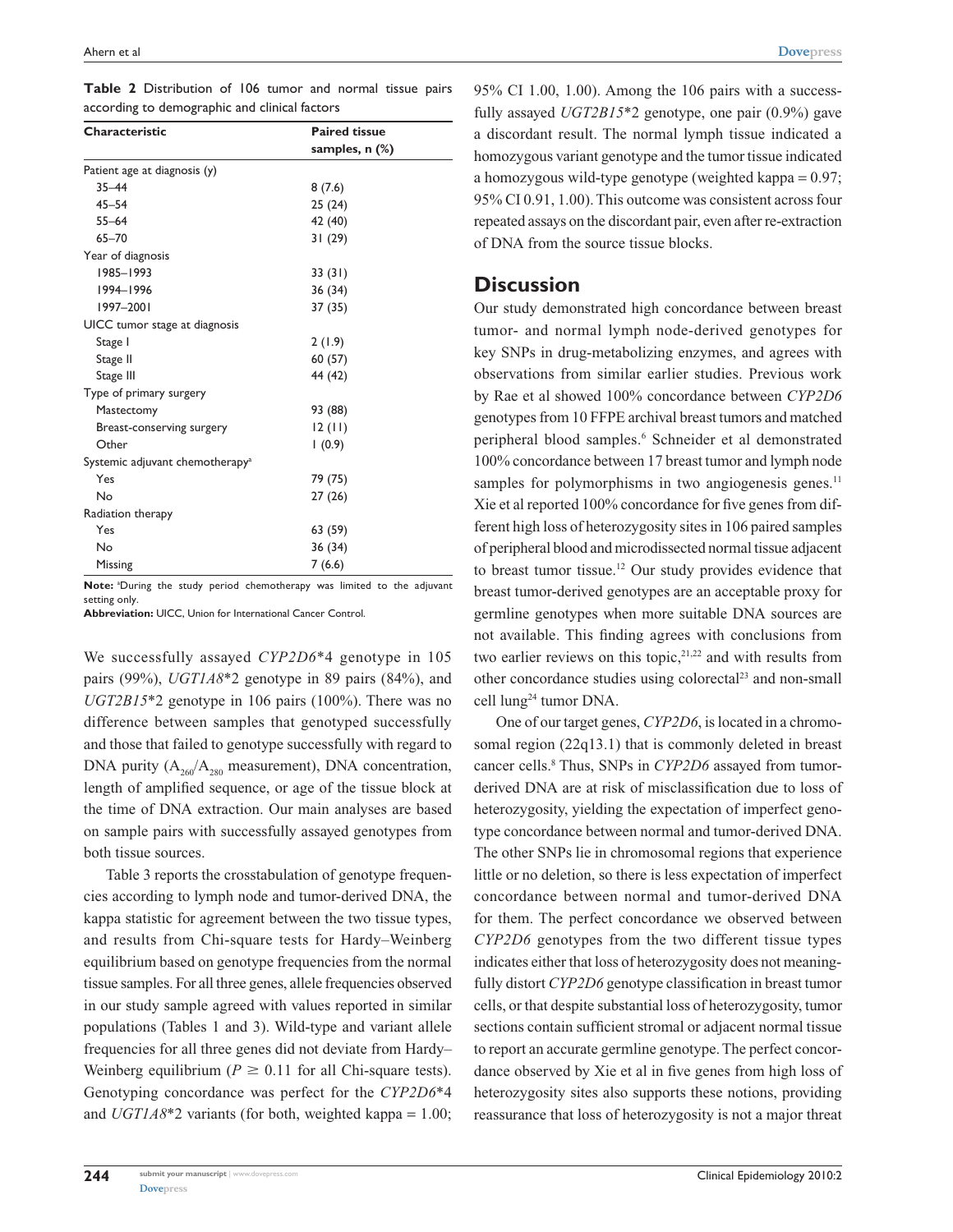**Table 2** Distribution of 106 tumor and normal tissue pairs according to demographic and clinical factors

| Characteristic | Paired tissue samples, n (%) |
|---|---|
| Patient age at diagnosis (y) | |
| 35–44 | 8 (7.6) |
| 45–54 | 25 (24) |
| 55–64 | 42 (40) |
| 65–70 | 31 (29) |
| Year of diagnosis | |
| 1985–1993 | 33 (31) |
| 1994–1996 | 36 (34) |
| 1997–2001 | 37 (35) |
| UICC tumor stage at diagnosis | |
| Stage I | 2 (1.9) |
| Stage II | 60 (57) |
| Stage III | 44 (42) |
| Type of primary surgery | |
| Mastectomy | 93 (88) |
| Breast-conserving surgery | 12 (11) |
| Other | 1 (0.9) |
| Systemic adjuvant chemotherapy[a] | |
| Yes | 79 (75) |
| No | 27 (26) |
| Radiation therapy | |
| Yes | 63 (59) |
| No | 36 (34) |
| Missing | 7 (6.6) |

**Note:** [a]During the study period chemotherapy was limited to the adjuvant setting only.
**Abbreviation:** UICC, Union for International Cancer Control.

We successfully assayed *CYP2D6*\*4 genotype in 105 pairs (99%), *UGT1A8*\*2 genotype in 89 pairs (84%), and *UGT2B15*\*2 genotype in 106 pairs (100%). There was no difference between samples that genotyped successfully and those that failed to genotype successfully with regard to DNA purity ($A_{260}/A_{280}$ measurement), DNA concentration, length of amplified sequence, or age of the tissue block at the time of DNA extraction. Our main analyses are based on sample pairs with successfully assayed genotypes from both tissue sources.

Table 3 reports the crosstabulation of genotype frequencies according to lymph node and tumor-derived DNA, the kappa statistic for agreement between the two tissue types, and results from Chi-square tests for Hardy–Weinberg equilibrium based on genotype frequencies from the normal tissue samples. For all three genes, allele frequencies observed in our study sample agreed with values reported in similar populations (Tables 1 and 3). Wild-type and variant allele frequencies for all three genes did not deviate from Hardy–Weinberg equilibrium ($P \geq 0.11$ for all Chi-square tests). Genotyping concordance was perfect for the *CYP2D6*\*4 and *UGT1A8*\*2 variants (for both, weighted kappa = 1.00; 95% CI 1.00, 1.00). Among the 106 pairs with a successfully assayed *UGT2B15*\*2 genotype, one pair (0.9%) gave a discordant result. The normal lymph tissue indicated a homozygous variant genotype and the tumor tissue indicated a homozygous wild-type genotype (weighted kappa = 0.97; 95% CI 0.91, 1.00). This outcome was consistent across four repeated assays on the discordant pair, even after re-extraction of DNA from the source tissue blocks.

## Discussion

Our study demonstrated high concordance between breast tumor- and normal lymph node-derived genotypes for key SNPs in drug-metabolizing enzymes, and agrees with observations from similar earlier studies. Previous work by Rae et al showed 100% concordance between *CYP2D6* genotypes from 10 FFPE archival breast tumors and matched peripheral blood samples.[6] Schneider et al demonstrated 100% concordance between 17 breast tumor and lymph node samples for polymorphisms in two angiogenesis genes.[11] Xie et al reported 100% concordance for five genes from different high loss of heterozygosity sites in 106 paired samples of peripheral blood and microdissected normal tissue adjacent to breast tumor tissue.[12] Our study provides evidence that breast tumor-derived genotypes are an acceptable proxy for germline genotypes when more suitable DNA sources are not available. This finding agrees with conclusions from two earlier reviews on this topic,[21,22] and with results from other concordance studies using colorectal[23] and non-small cell lung[24] tumor DNA.

One of our target genes, *CYP2D6*, is located in a chromosomal region (22q13.1) that is commonly deleted in breast cancer cells.[8] Thus, SNPs in *CYP2D6* assayed from tumor-derived DNA are at risk of misclassification due to loss of heterozygosity, yielding the expectation of imperfect genotype concordance between normal and tumor-derived DNA. The other SNPs lie in chromosomal regions that experience little or no deletion, so there is less expectation of imperfect concordance between normal and tumor-derived DNA for them. The perfect concordance we observed between *CYP2D6* genotypes from the two different tissue types indicates either that loss of heterozygosity does not meaningfully distort *CYP2D6* genotype classification in breast tumor cells, or that despite substantial loss of heterozygosity, tumor sections contain sufficient stromal or adjacent normal tissue to report an accurate germline genotype. The perfect concordance observed by Xie et al in five genes from high loss of heterozygosity sites also supports these notions, providing reassurance that loss of heterozygosity is not a major threat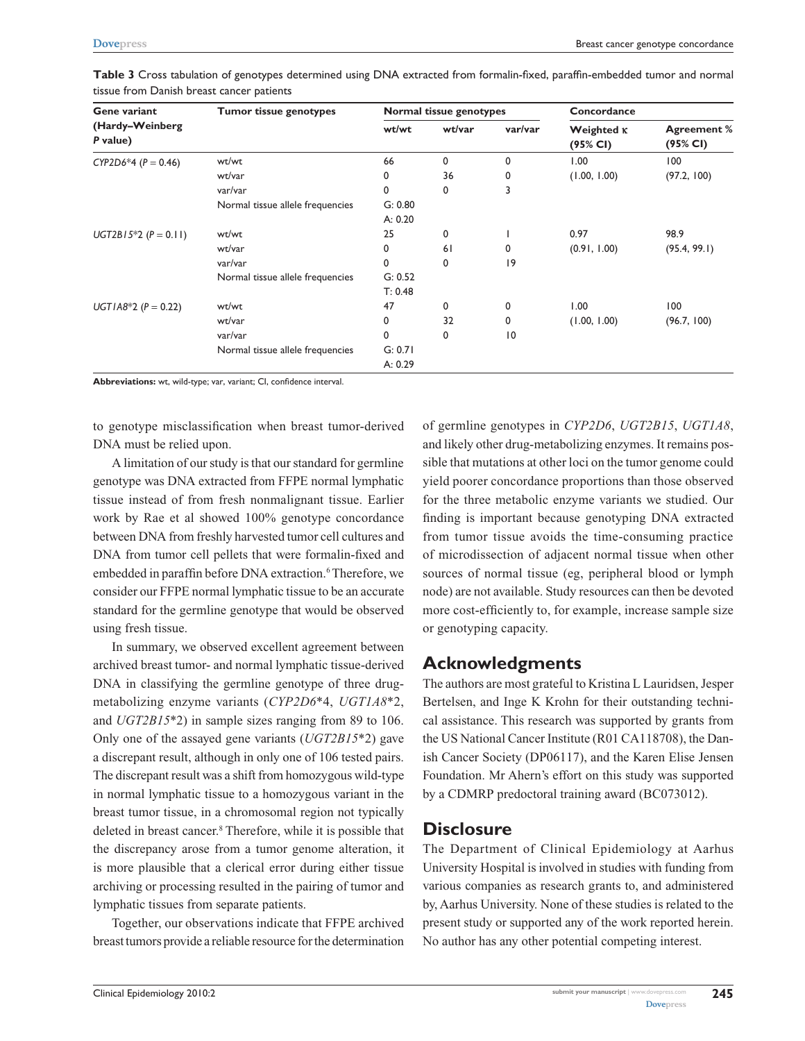**Table 3** Cross tabulation of genotypes determined using DNA extracted from formalin-fixed, paraffin-embedded tumor and normal tissue from Danish breast cancer patients

| Gene variant (Hardy–Weinberg *P* value) | Tumor tissue genotypes | Normal tissue genotypes | | | Concordance | |
|---|---|---|---|---|---|---|
| | | wt/wt | wt/var | var/var | Weighted κ (95% CI) | Agreement % (95% CI) |
| *CYP2D6*\*4 ($P = 0.46$) | wt/wt | 66 | 0 | 0 | 1.00 | 100 |
| | wt/var | 0 | 36 | 0 | (1.00, 1.00) | (97.2, 100) |
| | var/var | 0 | 0 | 3 | | |
| | Normal tissue allele frequencies | G: 0.80 | | | | |
| | | A: 0.20 | | | | |
| *UGT2B15*\*2 ($P = 0.11$) | wt/wt | 25 | 0 | 1 | 0.97 | 98.9 |
| | wt/var | 0 | 61 | 0 | (0.91, 1.00) | (95.4, 99.1) |
| | var/var | 0 | 0 | 19 | | |
| | Normal tissue allele frequencies | G: 0.52 | | | | |
| | | T: 0.48 | | | | |
| *UGT1A8*\*2 ($P = 0.22$) | wt/wt | 47 | 0 | 0 | 1.00 | 100 |
| | wt/var | 0 | 32 | 0 | (1.00, 1.00) | (96.7, 100) |
| | var/var | 0 | 0 | 10 | | |
| | Normal tissue allele frequencies | G: 0.71 | | | | |
| | | A: 0.29 | | | | |

**Abbreviations:** wt, wild-type; var, variant; CI, confidence interval.

to genotype misclassification when breast tumor-derived DNA must be relied upon.

A limitation of our study is that our standard for germline genotype was DNA extracted from FFPE normal lymphatic tissue instead of from fresh nonmalignant tissue. Earlier work by Rae et al showed 100% genotype concordance between DNA from freshly harvested tumor cell cultures and DNA from tumor cell pellets that were formalin-fixed and embedded in paraffin before DNA extraction.[6] Therefore, we consider our FFPE normal lymphatic tissue to be an accurate standard for the germline genotype that would be observed using fresh tissue.

In summary, we observed excellent agreement between archived breast tumor- and normal lymphatic tissue-derived DNA in classifying the germline genotype of three drug-metabolizing enzyme variants (*CYP2D6*\*4, *UGT1A8*\*2, and *UGT2B15*\*2) in sample sizes ranging from 89 to 106. Only one of the assayed gene variants (*UGT2B15*\*2) gave a discrepant result, although in only one of 106 tested pairs. The discrepant result was a shift from homozygous wild-type in normal lymphatic tissue to a homozygous variant in the breast tumor tissue, in a chromosomal region not typically deleted in breast cancer.[8] Therefore, while it is possible that the discrepancy arose from a tumor genome alteration, it is more plausible that a clerical error during either tissue archiving or processing resulted in the pairing of tumor and lymphatic tissues from separate patients.

Together, our observations indicate that FFPE archived breast tumors provide a reliable resource for the determination of germline genotypes in *CYP2D6*, *UGT2B15*, *UGT1A8*, and likely other drug-metabolizing enzymes. It remains possible that mutations at other loci on the tumor genome could yield poorer concordance proportions than those observed for the three metabolic enzyme variants we studied. Our finding is important because genotyping DNA extracted from tumor tissue avoids the time-consuming practice of microdissection of adjacent normal tissue when other sources of normal tissue (eg, peripheral blood or lymph node) are not available. Study resources can then be devoted more cost-efficiently to, for example, increase sample size or genotyping capacity.

## Acknowledgments

The authors are most grateful to Kristina L Lauridsen, Jesper Bertelsen, and Inge K Krohn for their outstanding technical assistance. This research was supported by grants from the US National Cancer Institute (R01 CA118708), the Danish Cancer Society (DP06117), and the Karen Elise Jensen Foundation. Mr Ahern's effort on this study was supported by a CDMRP predoctoral training award (BC073012).

## Disclosure

The Department of Clinical Epidemiology at Aarhus University Hospital is involved in studies with funding from various companies as research grants to, and administered by, Aarhus University. None of these studies is related to the present study or supported any of the work reported herein. No author has any other potential competing interest.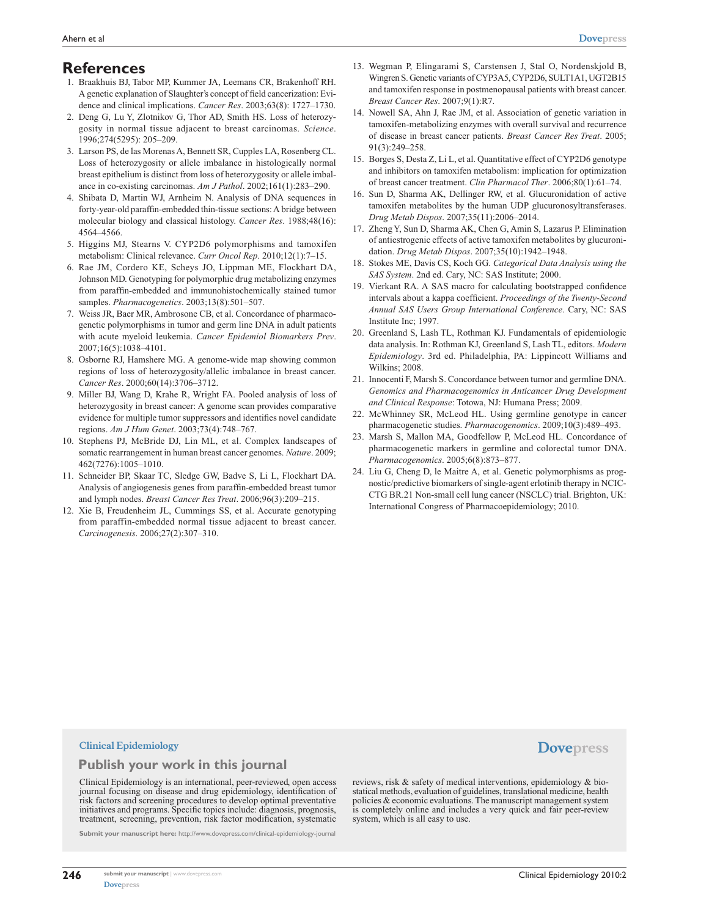## References

1. Braakhuis BJ, Tabor MP, Kummer JA, Leemans CR, Brakenhoff RH. A genetic explanation of Slaughter's concept of field cancerization: Evidence and clinical implications. *Cancer Res*. 2003;63(8): 1727–1730.
2. Deng G, Lu Y, Zlotnikov G, Thor AD, Smith HS. Loss of heterozygosity in normal tissue adjacent to breast carcinomas. *Science*. 1996;274(5295): 205–209.
3. Larson PS, de las Morenas A, Bennett SR, Cupples LA, Rosenberg CL. Loss of heterozygosity or allele imbalance in histologically normal breast epithelium is distinct from loss of heterozygosity or allele imbalance in co-existing carcinomas. *Am J Pathol*. 2002;161(1):283–290.
4. Shibata D, Martin WJ, Arnheim N. Analysis of DNA sequences in forty-year-old paraffin-embedded thin-tissue sections: A bridge between molecular biology and classical histology. *Cancer Res*. 1988;48(16): 4564–4566.
5. Higgins MJ, Stearns V. CYP2D6 polymorphisms and tamoxifen metabolism: Clinical relevance. *Curr Oncol Rep*. 2010;12(1):7–15.
6. Rae JM, Cordero KE, Scheys JO, Lippman ME, Flockhart DA, Johnson MD. Genotyping for polymorphic drug metabolizing enzymes from paraffin-embedded and immunohistochemically stained tumor samples. *Pharmacogenetics*. 2003;13(8):501–507.
7. Weiss JR, Baer MR, Ambrosone CB, et al. Concordance of pharmacogenetic polymorphisms in tumor and germ line DNA in adult patients with acute myeloid leukemia. *Cancer Epidemiol Biomarkers Prev*. 2007;16(5):1038–4101.
8. Osborne RJ, Hamshere MG. A genome-wide map showing common regions of loss of heterozygosity/allelic imbalance in breast cancer. *Cancer Res*. 2000;60(14):3706–3712.
9. Miller BJ, Wang D, Krahe R, Wright FA. Pooled analysis of loss of heterozygosity in breast cancer: A genome scan provides comparative evidence for multiple tumor suppressors and identifies novel candidate regions. *Am J Hum Genet*. 2003;73(4):748–767.
10. Stephens PJ, McBride DJ, Lin ML, et al. Complex landscapes of somatic rearrangement in human breast cancer genomes. *Nature*. 2009; 462(7276):1005–1010.
11. Schneider BP, Skaar TC, Sledge GW, Badve S, Li L, Flockhart DA. Analysis of angiogenesis genes from paraffin-embedded breast tumor and lymph nodes. *Breast Cancer Res Treat*. 2006;96(3):209–215.
12. Xie B, Freudenheim JL, Cummings SS, et al. Accurate genotyping from paraffin-embedded normal tissue adjacent to breast cancer. *Carcinogenesis*. 2006;27(2):307–310.
13. Wegman P, Elingarami S, Carstensen J, Stal O, Nordenskjold B, Wingren S. Genetic variants of CYP3A5, CYP2D6, SULT1A1, UGT2B15 and tamoxifen response in postmenopausal patients with breast cancer. *Breast Cancer Res*. 2007;9(1):R7.
14. Nowell SA, Ahn J, Rae JM, et al. Association of genetic variation in tamoxifen-metabolizing enzymes with overall survival and recurrence of disease in breast cancer patients. *Breast Cancer Res Treat*. 2005; 91(3):249–258.
15. Borges S, Desta Z, Li L, et al. Quantitative effect of CYP2D6 genotype and inhibitors on tamoxifen metabolism: implication for optimization of breast cancer treatment. *Clin Pharmacol Ther*. 2006;80(1):61–74.
16. Sun D, Sharma AK, Dellinger RW, et al. Glucuronidation of active tamoxifen metabolites by the human UDP glucuronosyltransferases. *Drug Metab Dispos*. 2007;35(11):2006–2014.
17. Zheng Y, Sun D, Sharma AK, Chen G, Amin S, Lazarus P. Elimination of antiestrogenic effects of active tamoxifen metabolites by glucuronidation. *Drug Metab Dispos*. 2007;35(10):1942–1948.
18. Stokes ME, Davis CS, Koch GG. *Categorical Data Analysis using the SAS System*. 2nd ed. Cary, NC: SAS Institute; 2000.
19. Vierkant RA. A SAS macro for calculating bootstrapped confidence intervals about a kappa coefficient. *Proceedings of the Twenty-Second Annual SAS Users Group International Conference*. Cary, NC: SAS Institute Inc; 1997.
20. Greenland S, Lash TL, Rothman KJ. Fundamentals of epidemiologic data analysis. In: Rothman KJ, Greenland S, Lash TL, editors. *Modern Epidemiology*. 3rd ed. Philadelphia, PA: Lippincott Williams and Wilkins; 2008.
21. Innocenti F, Marsh S. Concordance between tumor and germline DNA. *Genomics and Pharmacogenomics in Anticancer Drug Development and Clinical Response*: Totowa, NJ: Humana Press; 2009.
22. McWhinney SR, McLeod HL. Using germline genotype in cancer pharmacogenetic studies. *Pharmacogenomics*. 2009;10(3):489–493.
23. Marsh S, Mallon MA, Goodfellow P, McLeod HL. Concordance of pharmacogenetic markers in germline and colorectal tumor DNA. *Pharmacogenomics*. 2005;6(8):873–877.
24. Liu G, Cheng D, le Maitre A, et al. Genetic polymorphisms as prognostic/predictive biomarkers of single-agent erlotinib therapy in NCIC-CTG BR.21 Non-small cell lung cancer (NSCLC) trial. Brighton, UK: International Congress of Pharmacoepidemiology; 2010.

**Clinical Epidemiology**

### Publish your work in this journal

Clinical Epidemiology is an international, peer-reviewed, open access journal focusing on disease and drug epidemiology, identification of risk factors and screening procedures to develop optimal preventative initiatives and programs. Specific topics include: diagnosis, prognosis, treatment, screening, prevention, risk factor modification, systematic reviews, risk & safety of medical interventions, epidemiology & biostatical methods, evaluation of guidelines, translational medicine, health policies & economic evaluations. The manuscript management system is completely online and includes a very quick and fair peer-review system, which is all easy to use.

**Submit your manuscript here:** http://www.dovepress.com/clinical-epidemiology-journal